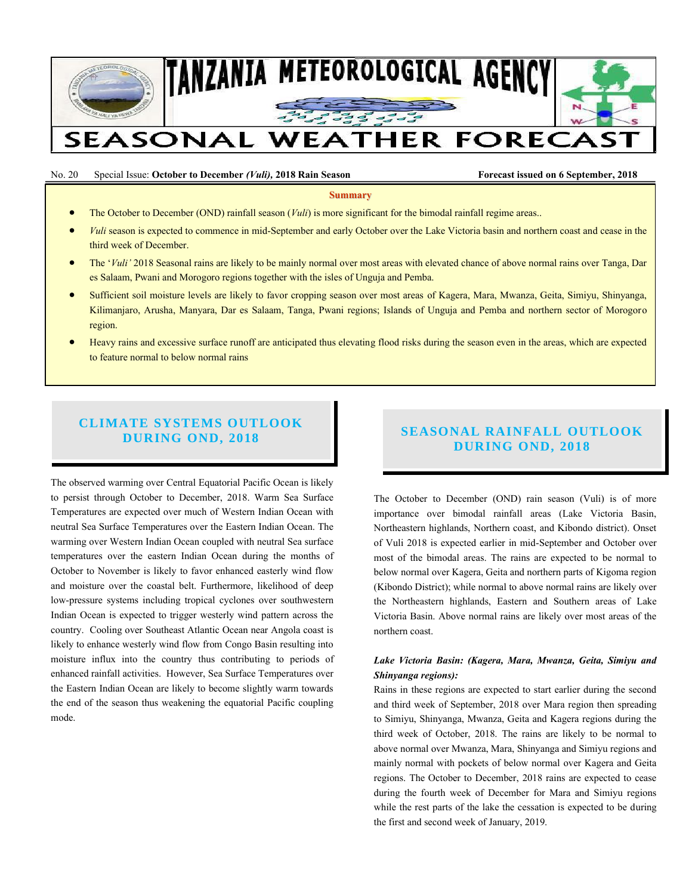# TANZANIA METEOROLOGICAL AGENCY

# SEASONAL WEATHER FORECAST

No. 20 Special Issue: **October to December *(Vuli)*, 2018 Rain Season** **Forecast issued on 6 September, 2018**

**Summary**

- The October to December (OND) rainfall season (*Vuli*) is more significant for the bimodal rainfall regime areas..
- *Vuli* season is expected to commence in mid-September and early October over the Lake Victoria basin and northern coast and cease in the third week of December.
- The '*Vuli'* 2018 Seasonal rains are likely to be mainly normal over most areas with elevated chance of above normal rains over Tanga, Dar es Salaam, Pwani and Morogoro regions together with the isles of Unguja and Pemba.
- Sufficient soil moisture levels are likely to favor cropping season over most areas of Kagera, Mara, Mwanza, Geita, Simiyu, Shinyanga, Kilimanjaro, Arusha, Manyara, Dar es Salaam, Tanga, Pwani regions; Islands of Unguja and Pemba and northern sector of Morogoro region.
- Heavy rains and excessive surface runoff are anticipated thus elevating flood risks during the season even in the areas, which are expected to feature normal to below normal rains

## CLIMATE SYSTEMS OUTLOOK DURING OND, 2018

The observed warming over Central Equatorial Pacific Ocean is likely to persist through October to December, 2018. Warm Sea Surface Temperatures are expected over much of Western Indian Ocean with neutral Sea Surface Temperatures over the Eastern Indian Ocean. The warming over Western Indian Ocean coupled with neutral Sea surface temperatures over the eastern Indian Ocean during the months of October to November is likely to favor enhanced easterly wind flow and moisture over the coastal belt. Furthermore, likelihood of deep low-pressure systems including tropical cyclones over southwestern Indian Ocean is expected to trigger westerly wind pattern across the country. Cooling over Southeast Atlantic Ocean near Angola coast is likely to enhance westerly wind flow from Congo Basin resulting into moisture influx into the country thus contributing to periods of enhanced rainfall activities. However, Sea Surface Temperatures over the Eastern Indian Ocean are likely to become slightly warm towards the end of the season thus weakening the equatorial Pacific coupling mode.

## SEASONAL RAINFALL OUTLOOK DURING OND, 2018

The October to December (OND) rain season (Vuli) is of more importance over bimodal rainfall areas (Lake Victoria Basin, Northeastern highlands, Northern coast, and Kibondo district). Onset of Vuli 2018 is expected earlier in mid-September and October over most of the bimodal areas. The rains are expected to be normal to below normal over Kagera, Geita and northern parts of Kigoma region (Kibondo District); while normal to above normal rains are likely over the Northeastern highlands, Eastern and Southern areas of Lake Victoria Basin. Above normal rains are likely over most areas of the northern coast.

***Lake Victoria Basin: (Kagera, Mara, Mwanza, Geita, Simiyu and Shinyanga regions):***

Rains in these regions are expected to start earlier during the second and third week of September, 2018 over Mara region then spreading to Simiyu, Shinyanga, Mwanza, Geita and Kagera regions during the third week of October, 2018. The rains are likely to be normal to above normal over Mwanza, Mara, Shinyanga and Simiyu regions and mainly normal with pockets of below normal over Kagera and Geita regions. The October to December, 2018 rains are expected to cease during the fourth week of December for Mara and Simiyu regions while the rest parts of the lake the cessation is expected to be during the first and second week of January, 2019.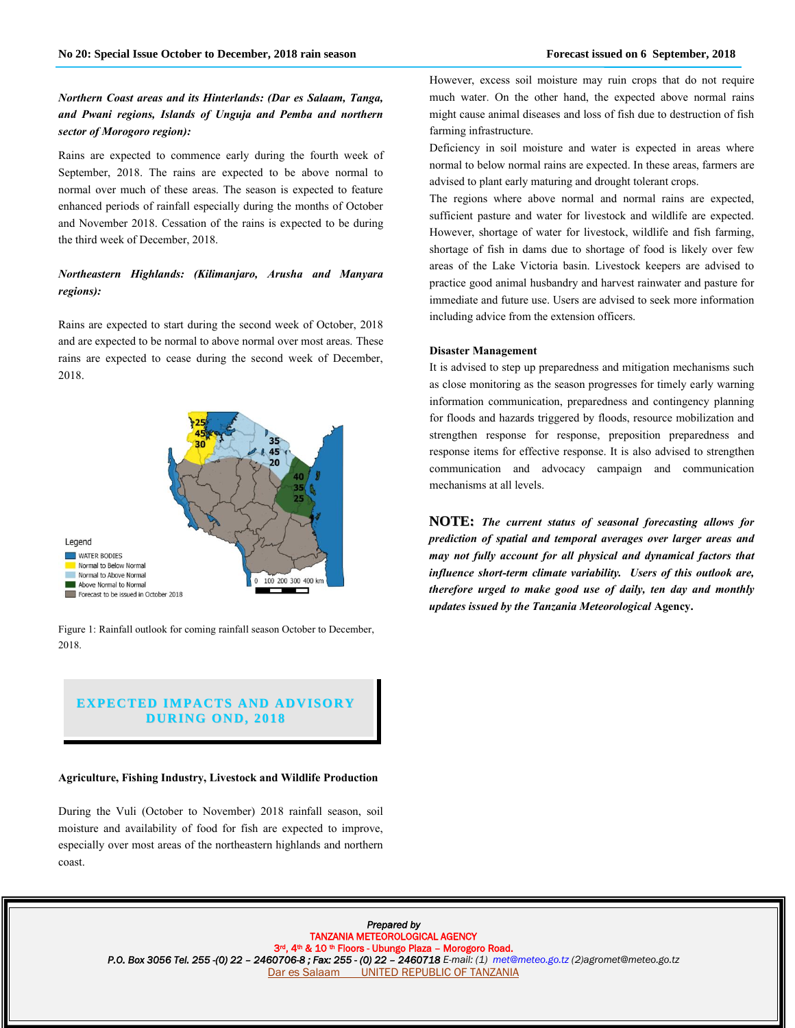*Northern Coast areas and its Hinterlands: (Dar es Salaam, Tanga, and Pwani regions, Islands of Unguja and Pemba and northern sector of Morogoro region):*

Rains are expected to commence early during the fourth week of September, 2018. The rains are expected to be above normal to normal over much of these areas. The season is expected to feature enhanced periods of rainfall especially during the months of October and November 2018. Cessation of the rains is expected to be during the third week of December, 2018.

*Northeastern Highlands: (Kilimanjaro, Arusha and Manyara regions):*

Rains are expected to start during the second week of October, 2018 and are expected to be normal to above normal over most areas. These rains are expected to cease during the second week of December, 2018.

25
45
30

35
45
20

40
35
25

Legend
WATER BODIES
Normal to Below Normal
Normal to Above Normal
Above Normal to Normal
Forecast to be issued in October 2018

0 100 200 300 400 km

Figure 1: Rainfall outlook for coming rainfall season October to December, 2018.

## EXPECTED IMPACTS AND ADVISORY DURING OND, 2018

### Agriculture, Fishing Industry, Livestock and Wildlife Production

During the Vuli (October to November) 2018 rainfall season, soil moisture and availability of food for fish are expected to improve, especially over most areas of the northeastern highlands and northern coast.

However, excess soil moisture may ruin crops that do not require much water. On the other hand, the expected above normal rains might cause animal diseases and loss of fish due to destruction of fish farming infrastructure.

Deficiency in soil moisture and water is expected in areas where normal to below normal rains are expected. In these areas, farmers are advised to plant early maturing and drought tolerant crops.

The regions where above normal and normal rains are expected, sufficient pasture and water for livestock and wildlife are expected. However, shortage of water for livestock, wildlife and fish farming, shortage of fish in dams due to shortage of food is likely over few areas of the Lake Victoria basin. Livestock keepers are advised to practice good animal husbandry and harvest rainwater and pasture for immediate and future use. Users are advised to seek more information including advice from the extension officers.

### Disaster Management

It is advised to step up preparedness and mitigation mechanisms such as close monitoring as the season progresses for timely early warning information communication, preparedness and contingency planning for floods and hazards triggered by floods, resource mobilization and strengthen response for response, preposition preparedness and response items for effective response. It is also advised to strengthen communication and advocacy campaign and communication mechanisms at all levels.

**NOTE:** ***The current status of seasonal forecasting allows for prediction of spatial and temporal averages over larger areas and may not fully account for all physical and dynamical factors that influence short-term climate variability. Users of this outlook are, therefore urged to make good use of daily, ten day and monthly updates issued by the Tanzania Meteorological* Agency.**

*Prepared by*
TANZANIA METEOROLOGICAL AGENCY
3rd, 4th & 10 th Floors - Ubungo Plaza – Morogoro Road.
*P.O. Box 3056 Tel. 255 -(0) 22 – 2460706-8 ; Fax: 255 - (0) 22 – 2460718 E-mail: (1) met@meteo.go.tz (2)agromet@meteo.go.tz*
Dar es Salaam UNITED REPUBLIC OF TANZANIA